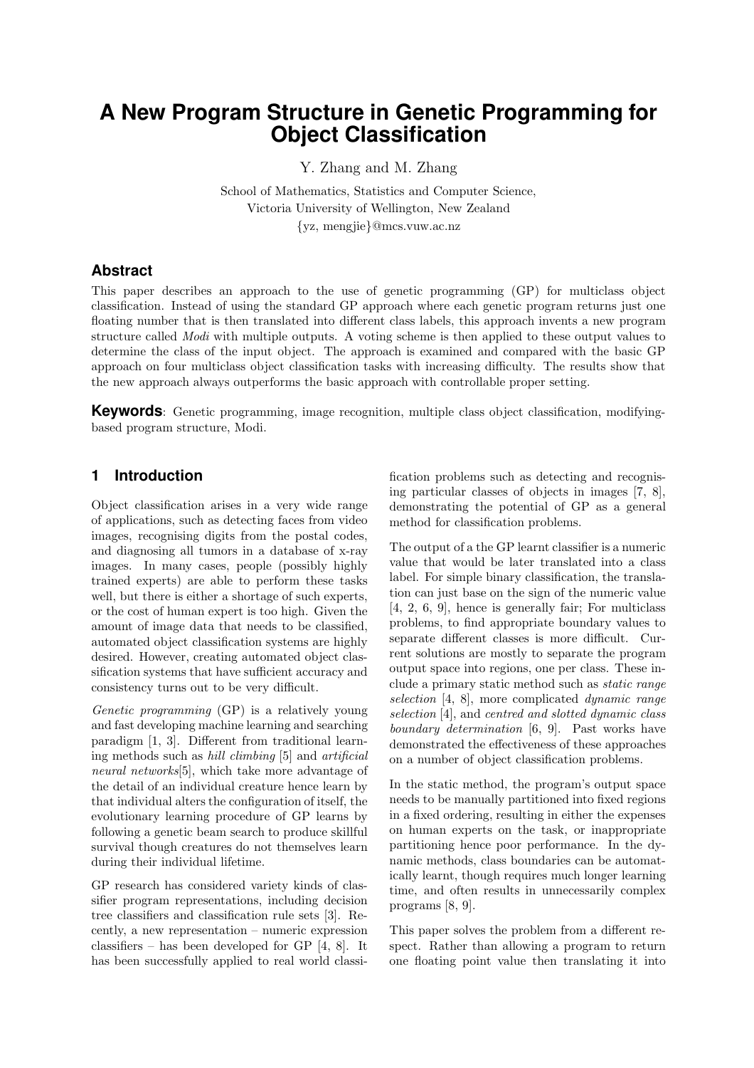# A New Program Structure in Genetic Programming for Object Classification

Y. Zhang and M. Zhang

School of Mathematics, Statistics and Computer Science,
Victoria University of Wellington, New Zealand
{yz, mengjie}@mcs.vuw.ac.nz

## Abstract

This paper describes an approach to the use of genetic programming (GP) for multiclass object classification. Instead of using the standard GP approach where each genetic program returns just one floating number that is then translated into different class labels, this approach invents a new program structure called *Modi* with multiple outputs. A voting scheme is then applied to these output values to determine the class of the input object. The approach is examined and compared with the basic GP approach on four multiclass object classification tasks with increasing difficulty. The results show that the new approach always outperforms the basic approach with controllable proper setting.

**Keywords**: Genetic programming, image recognition, multiple class object classification, modifying-based program structure, Modi.

## 1 Introduction

Object classification arises in a very wide range of applications, such as detecting faces from video images, recognising digits from the postal codes, and diagnosing all tumors in a database of x-ray images. In many cases, people (possibly highly trained experts) are able to perform these tasks well, but there is either a shortage of such experts, or the cost of human expert is too high. Given the amount of image data that needs to be classified, automated object classification systems are highly desired. However, creating automated object classification systems that have sufficient accuracy and consistency turns out to be very difficult.

*Genetic programming* (GP) is a relatively young and fast developing machine learning and searching paradigm [1, 3]. Different from traditional learning methods such as *hill climbing* [5] and *artificial neural networks*[5], which take more advantage of the detail of an individual creature hence learn by that individual alters the configuration of itself, the evolutionary learning procedure of GP learns by following a genetic beam search to produce skillful survival though creatures do not themselves learn during their individual lifetime.

GP research has considered variety kinds of classifier program representations, including decision tree classifiers and classification rule sets [3]. Recently, a new representation – numeric expression classifiers – has been developed for GP [4, 8]. It has been successfully applied to real world classification problems such as detecting and recognising particular classes of objects in images [7, 8], demonstrating the potential of GP as a general method for classification problems.

The output of a the GP learnt classifier is a numeric value that would be later translated into a class label. For simple binary classification, the translation can just base on the sign of the numeric value [4, 2, 6, 9], hence is generally fair; For multiclass problems, to find appropriate boundary values to separate different classes is more difficult. Current solutions are mostly to separate the program output space into regions, one per class. These include a primary static method such as *static range selection* [4, 8], more complicated *dynamic range selection* [4], and *centred and slotted dynamic class boundary determination* [6, 9]. Past works have demonstrated the effectiveness of these approaches on a number of object classification problems.

In the static method, the program's output space needs to be manually partitioned into fixed regions in a fixed ordering, resulting in either the expenses on human experts on the task, or inappropriate partitioning hence poor performance. In the dynamic methods, class boundaries can be automatically learnt, though requires much longer learning time, and often results in unnecessarily complex programs [8, 9].

This paper solves the problem from a different respect. Rather than allowing a program to return one floating point value then translating it into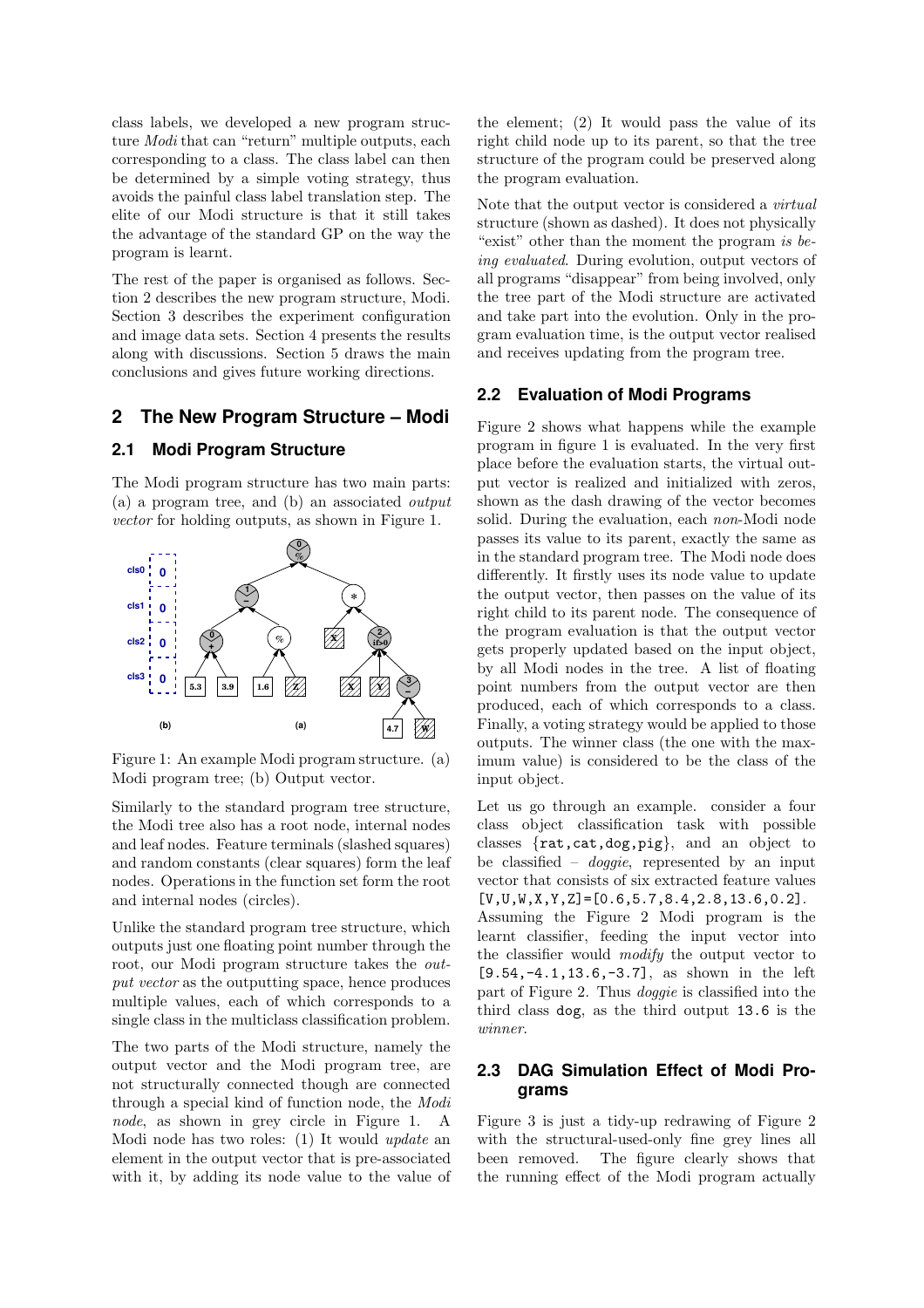class labels, we developed a new program structure *Modi* that can "return" multiple outputs, each corresponding to a class. The class label can then be determined by a simple voting strategy, thus avoids the painful class label translation step. The elite of our Modi structure is that it still takes the advantage of the standard GP on the way the program is learnt.

The rest of the paper is organised as follows. Section 2 describes the new program structure, Modi. Section 3 describes the experiment configuration and image data sets. Section 4 presents the results along with discussions. Section 5 draws the main conclusions and gives future working directions.

## 2 The New Program Structure – Modi

### 2.1 Modi Program Structure

The Modi program structure has two main parts: (a) a program tree, and (b) an associated *output vector* for holding outputs, as shown in Figure 1.

Figure 1: An example Modi program structure. (a) Modi program tree; (b) Output vector.

Similarly to the standard program tree structure, the Modi tree also has a root node, internal nodes and leaf nodes. Feature terminals (slashed squares) and random constants (clear squares) form the leaf nodes. Operations in the function set form the root and internal nodes (circles).

Unlike the standard program tree structure, which outputs just one floating point number through the root, our Modi program structure takes the *output vector* as the outputting space, hence produces multiple values, each of which corresponds to a single class in the multiclass classification problem.

The two parts of the Modi structure, namely the output vector and the Modi program tree, are not structurally connected though are connected through a special kind of function node, the *Modi node*, as shown in grey circle in Figure 1. A Modi node has two roles: (1) It would *update* an element in the output vector that is pre-associated with it, by adding its node value to the value of the element; (2) It would pass the value of its right child node up to its parent, so that the tree structure of the program could be preserved along the program evaluation.

Note that the output vector is considered a *virtual* structure (shown as dashed). It does not physically "exist" other than the moment the program *is being evaluated*. During evolution, output vectors of all programs "disappear" from being involved, only the tree part of the Modi structure are activated and take part into the evolution. Only in the program evaluation time, is the output vector realised and receives updating from the program tree.

### 2.2 Evaluation of Modi Programs

Figure 2 shows what happens while the example program in figure 1 is evaluated. In the very first place before the evaluation starts, the virtual output vector is realized and initialized with zeros, shown as the dash drawing of the vector becomes solid. During the evaluation, each *non*-Modi node passes its value to its parent, exactly the same as in the standard program tree. The Modi node does differently. It firstly uses its node value to update the output vector, then passes on the value of its right child to its parent node. The consequence of the program evaluation is that the output vector gets properly updated based on the input object, by all Modi nodes in the tree. A list of floating point numbers from the output vector are then produced, each of which corresponds to a class. Finally, a voting strategy would be applied to those outputs. The winner class (the one with the maximum value) is considered to be the class of the input object.

Let us go through an example. consider a four class object classification task with possible classes {`rat`,`cat`,`dog`,`pig`}, and an object to be classified – *doggie*, represented by an input vector that consists of six extracted feature values `[V,U,W,X,Y,Z]=[0.6,5.7,8.4,2.8,13.6,0.2]`. Assuming the Figure 2 Modi program is the learnt classifier, feeding the input vector into the classifier would *modify* the output vector to `[9.54,-4.1,13.6,-3.7]`, as shown in the left part of Figure 2. Thus *doggie* is classified into the third class `dog`, as the third output `13.6` is the *winner*.

### 2.3 DAG Simulation Effect of Modi Programs

Figure 3 is just a tidy-up redrawing of Figure 2 with the structural-used-only fine grey lines all been removed. The figure clearly shows that the running effect of the Modi program actually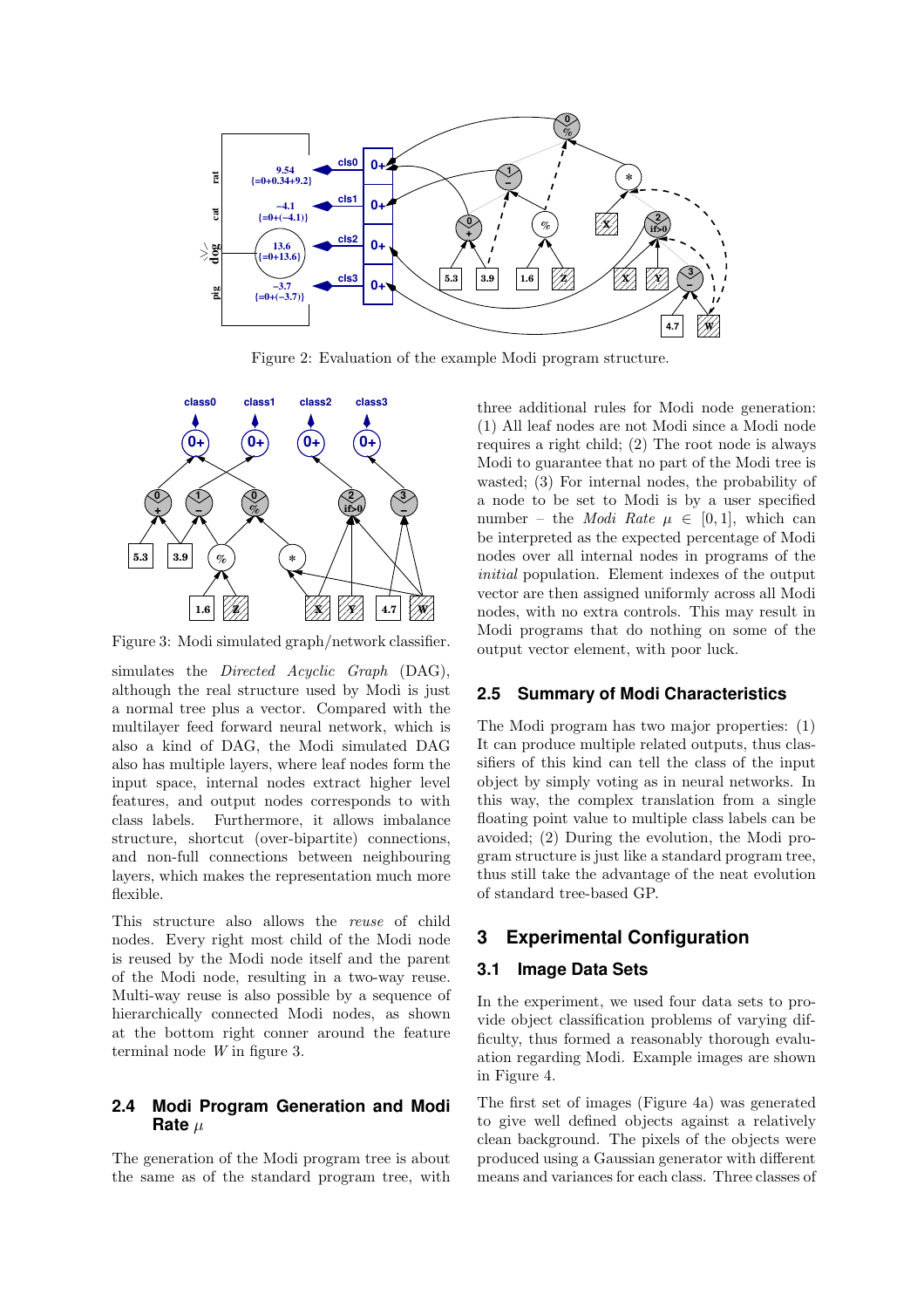Figure 2: Evaluation of the example Modi program structure.

Figure 3: Modi simulated graph/network classifier.

simulates the *Directed Acyclic Graph* (DAG), although the real structure used by Modi is just a normal tree plus a vector. Compared with the multilayer feed forward neural network, which is also a kind of DAG, the Modi simulated DAG also has multiple layers, where leaf nodes form the input space, internal nodes extract higher level features, and output nodes corresponds to with class labels. Furthermore, it allows imbalance structure, shortcut (over-bipartite) connections, and non-full connections between neighbouring layers, which makes the representation much more flexible.

This structure also allows the *reuse* of child nodes. Every right most child of the Modi node is reused by the Modi node itself and the parent of the Modi node, resulting in a two-way reuse. Multi-way reuse is also possible by a sequence of hierarchically connected Modi nodes, as shown at the bottom right conner around the feature terminal node $W$ in figure 3.

### 2.4 Modi Program Generation and Modi Rate $\mu$

The generation of the Modi program tree is about the same as of the standard program tree, with three additional rules for Modi node generation: (1) All leaf nodes are not Modi since a Modi node requires a right child; (2) The root node is always Modi to guarantee that no part of the Modi tree is wasted; (3) For internal nodes, the probability of a node to be set to Modi is by a user specified number – the *Modi Rate* $\mu \in [0, 1]$, which can be interpreted as the expected percentage of Modi nodes over all internal nodes in programs of the *initial* population. Element indexes of the output vector are then assigned uniformly across all Modi nodes, with no extra controls. This may result in Modi programs that do nothing on some of the output vector element, with poor luck.

### 2.5 Summary of Modi Characteristics

The Modi program has two major properties: (1) It can produce multiple related outputs, thus classifiers of this kind can tell the class of the input object by simply voting as in neural networks. In this way, the complex translation from a single floating point value to multiple class labels can be avoided; (2) During the evolution, the Modi program structure is just like a standard program tree, thus still take the advantage of the neat evolution of standard tree-based GP.

## 3 Experimental Configuration

### 3.1 Image Data Sets

In the experiment, we used four data sets to provide object classification problems of varying difficulty, thus formed a reasonably thorough evaluation regarding Modi. Example images are shown in Figure 4.

The first set of images (Figure 4a) was generated to give well defined objects against a relatively clean background. The pixels of the objects were produced using a Gaussian generator with different means and variances for each class. Three classes of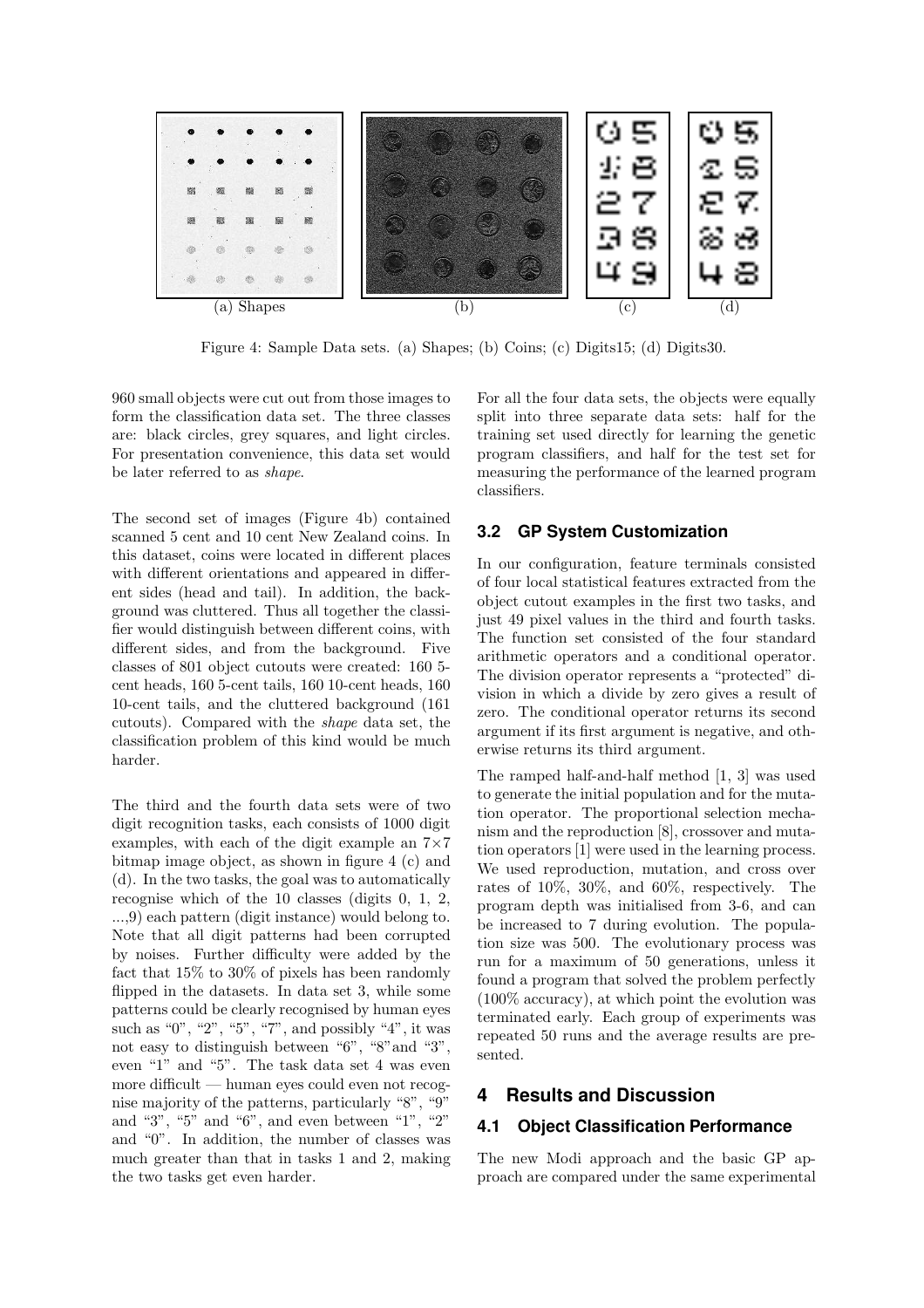(a) Shapes
(b)
(c)
(d)

Figure 4: Sample Data sets. (a) Shapes; (b) Coins; (c) Digits15; (d) Digits30.

960 small objects were cut out from those images to form the classification data set. The three classes are: black circles, grey squares, and light circles. For presentation convenience, this data set would be later referred to as *shape*.

The second set of images (Figure 4b) contained scanned 5 cent and 10 cent New Zealand coins. In this dataset, coins were located in different places with different orientations and appeared in different sides (head and tail). In addition, the background was cluttered. Thus all together the classifier would distinguish between different coins, with different sides, and from the background. Five classes of 801 object cutouts were created: 160 5-cent heads, 160 5-cent tails, 160 10-cent heads, 160 10-cent tails, and the cluttered background (161 cutouts). Compared with the *shape* data set, the classification problem of this kind would be much harder.

The third and the fourth data sets were of two digit recognition tasks, each consists of 1000 digit examples, with each of the digit example an $7 \times 7$ bitmap image object, as shown in figure 4 (c) and (d). In the two tasks, the goal was to automatically recognise which of the 10 classes (digits 0, 1, 2, ...,9) each pattern (digit instance) would belong to. Note that all digit patterns had been corrupted by noises. Further difficulty were added by the fact that 15% to 30% of pixels has been randomly flipped in the datasets. In data set 3, while some patterns could be clearly recognised by human eyes such as "0", "2", "5", "7", and possibly "4", it was not easy to distinguish between "6", "8"and "3", even "1" and "5". The task data set 4 was even more difficult — human eyes could even not recognise majority of the patterns, particularly "8", "9" and "3", "5" and "6", and even between "1", "2" and "0". In addition, the number of classes was much greater than that in tasks 1 and 2, making the two tasks get even harder.

For all the four data sets, the objects were equally split into three separate data sets: half for the training set used directly for learning the genetic program classifiers, and half for the test set for measuring the performance of the learned program classifiers.

### 3.2 GP System Customization

In our configuration, feature terminals consisted of four local statistical features extracted from the object cutout examples in the first two tasks, and just 49 pixel values in the third and fourth tasks. The function set consisted of the four standard arithmetic operators and a conditional operator. The division operator represents a "protected" division in which a divide by zero gives a result of zero. The conditional operator returns its second argument if its first argument is negative, and otherwise returns its third argument.

The ramped half-and-half method [1, 3] was used to generate the initial population and for the mutation operator. The proportional selection mechanism and the reproduction [8], crossover and mutation operators [1] were used in the learning process. We used reproduction, mutation, and cross over rates of 10%, 30%, and 60%, respectively. The program depth was initialised from 3-6, and can be increased to 7 during evolution. The population size was 500. The evolutionary process was run for a maximum of 50 generations, unless it found a program that solved the problem perfectly (100% accuracy), at which point the evolution was terminated early. Each group of experiments was repeated 50 runs and the average results are presented.

## 4 Results and Discussion

### 4.1 Object Classification Performance

The new Modi approach and the basic GP approach are compared under the same experimental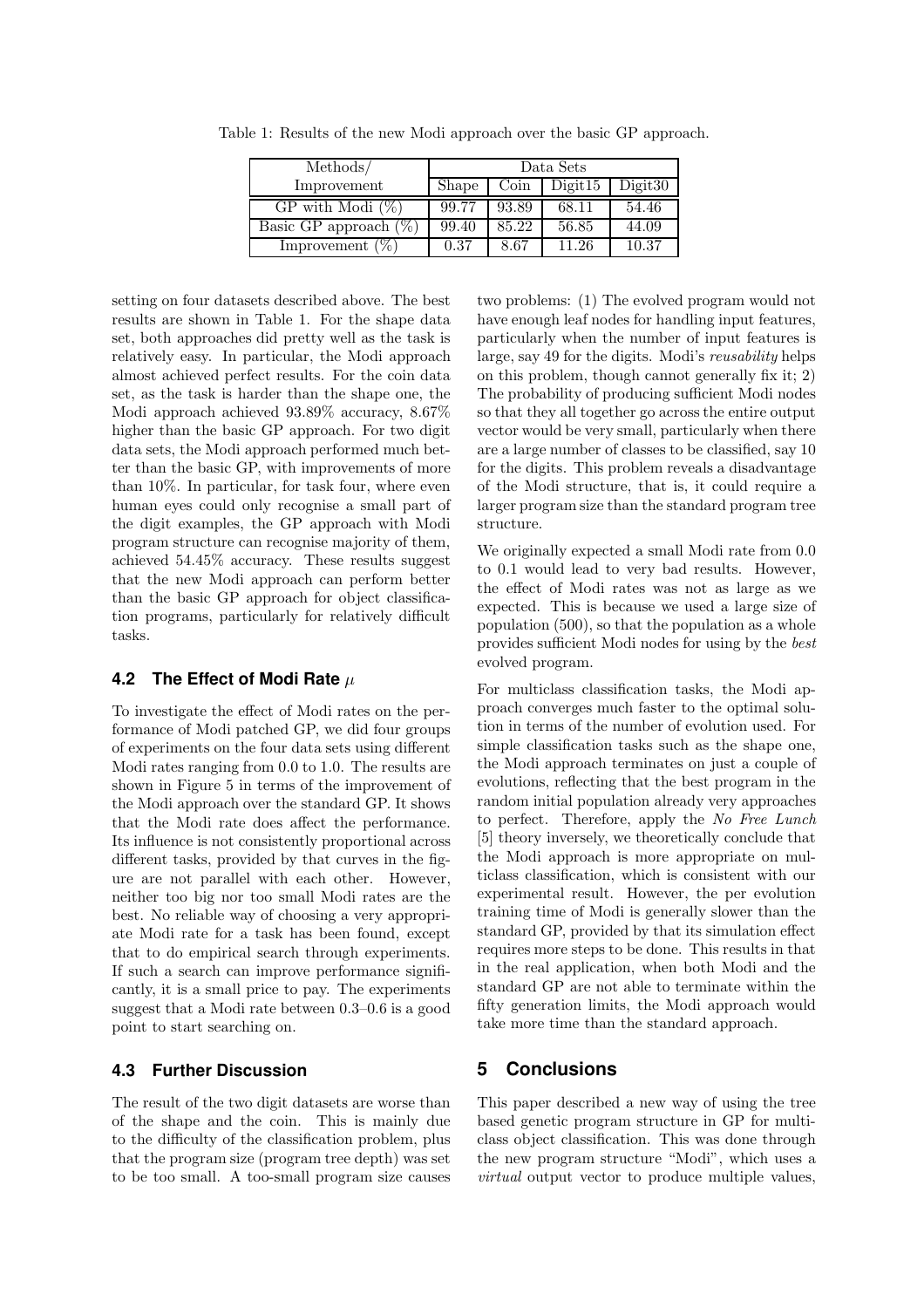Table 1: Results of the new Modi approach over the basic GP approach.

| Methods/ Improvement | Data Sets | | | |
|---|---|---|---|---|
| | Shape | Coin | Digit15 | Digit30 |
| GP with Modi (%) | 99.77 | 93.89 | 68.11 | 54.46 |
| Basic GP approach (%) | 99.40 | 85.22 | 56.85 | 44.09 |
| Improvement (%) | 0.37 | 8.67 | 11.26 | 10.37 |

setting on four datasets described above. The best results are shown in Table 1. For the shape data set, both approaches did pretty well as the task is relatively easy. In particular, the Modi approach almost achieved perfect results. For the coin data set, as the task is harder than the shape one, the Modi approach achieved 93.89% accuracy, 8.67% higher than the basic GP approach. For two digit data sets, the Modi approach performed much better than the basic GP, with improvements of more than 10%. In particular, for task four, where even human eyes could only recognise a small part of the digit examples, the GP approach with Modi program structure can recognise majority of them, achieved 54.45% accuracy. These results suggest that the new Modi approach can perform better than the basic GP approach for object classification programs, particularly for relatively difficult tasks.

### 4.2 The Effect of Modi Rate $\mu$

To investigate the effect of Modi rates on the performance of Modi patched GP, we did four groups of experiments on the four data sets using different Modi rates ranging from 0.0 to 1.0. The results are shown in Figure 5 in terms of the improvement of the Modi approach over the standard GP. It shows that the Modi rate does affect the performance. Its influence is not consistently proportional across different tasks, provided by that curves in the figure are not parallel with each other. However, neither too big nor too small Modi rates are the best. No reliable way of choosing a very appropriate Modi rate for a task has been found, except that to do empirical search through experiments. If such a search can improve performance significantly, it is a small price to pay. The experiments suggest that a Modi rate between 0.3–0.6 is a good point to start searching on.

### 4.3 Further Discussion

The result of the two digit datasets are worse than of the shape and the coin. This is mainly due to the difficulty of the classification problem, plus that the program size (program tree depth) was set to be too small. A too-small program size causes two problems: (1) The evolved program would not have enough leaf nodes for handling input features, particularly when the number of input features is large, say 49 for the digits. Modi's *reusability* helps on this problem, though cannot generally fix it; 2) The probability of producing sufficient Modi nodes so that they all together go across the entire output vector would be very small, particularly when there are a large number of classes to be classified, say 10 for the digits. This problem reveals a disadvantage of the Modi structure, that is, it could require a larger program size than the standard program tree structure.

We originally expected a small Modi rate from 0.0 to 0.1 would lead to very bad results. However, the effect of Modi rates was not as large as we expected. This is because we used a large size of population (500), so that the population as a whole provides sufficient Modi nodes for using by the *best* evolved program.

For multiclass classification tasks, the Modi approach converges much faster to the optimal solution in terms of the number of evolution used. For simple classification tasks such as the shape one, the Modi approach terminates on just a couple of evolutions, reflecting that the best program in the random initial population already very approaches to perfect. Therefore, apply the *No Free Lunch* [5] theory inversely, we theoretically conclude that the Modi approach is more appropriate on multiclass classification, which is consistent with our experimental result. However, the per evolution training time of Modi is generally slower than the standard GP, provided by that its simulation effect requires more steps to be done. This results in that in the real application, when both Modi and the standard GP are not able to terminate within the fifty generation limits, the Modi approach would take more time than the standard approach.

## 5 Conclusions

This paper described a new way of using the tree based genetic program structure in GP for multiclass object classification. This was done through the new program structure "Modi", which uses a *virtual* output vector to produce multiple values,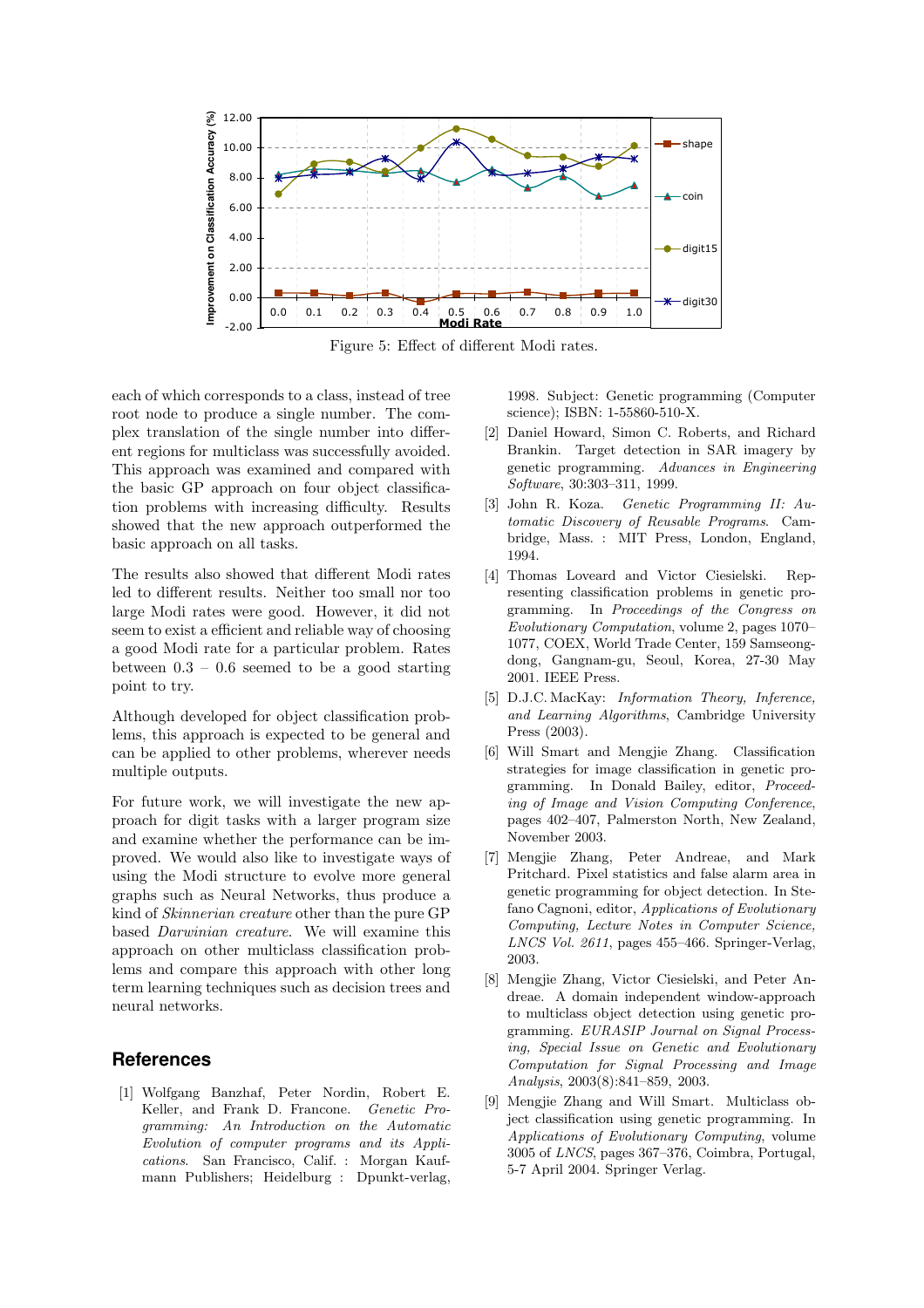12.00
10.00
8.00
6.00
4.00
2.00
0.00
-2.00

Improvement on Classification Accuracy (%)

0.0 0.1 0.2 0.3 0.4 0.5 0.6 0.7 0.8 0.9 1.0

**Modi Rate**

shape

coin

digit15

digit30

Figure 5: Effect of different Modi rates.

each of which corresponds to a class, instead of tree root node to produce a single number. The complex translation of the single number into different regions for multiclass was successfully avoided. This approach was examined and compared with the basic GP approach on four object classification problems with increasing difficulty. Results showed that the new approach outperformed the basic approach on all tasks.

The results also showed that different Modi rates led to different results. Neither too small nor too large Modi rates were good. However, it did not seem to exist a efficient and reliable way of choosing a good Modi rate for a particular problem. Rates between 0.3 – 0.6 seemed to be a good starting point to try.

Although developed for object classification problems, this approach is expected to be general and can be applied to other problems, wherever needs multiple outputs.

For future work, we will investigate the new approach for digit tasks with a larger program size and examine whether the performance can be improved. We would also like to investigate ways of using the Modi structure to evolve more general graphs such as Neural Networks, thus produce a kind of *Skinnerian creature* other than the pure GP based *Darwinian creature*. We will examine this approach on other multiclass classification problems and compare this approach with other long term learning techniques such as decision trees and neural networks.

## References

[1] Wolfgang Banzhaf, Peter Nordin, Robert E. Keller, and Frank D. Francone. *Genetic Programming: An Introduction on the Automatic Evolution of computer programs and its Applications*. San Francisco, Calif. : Morgan Kaufmann Publishers; Heidelburg : Dpunkt-verlag, 1998. Subject: Genetic programming (Computer science); ISBN: 1-55860-510-X.

[2] Daniel Howard, Simon C. Roberts, and Richard Brankin. Target detection in SAR imagery by genetic programming. *Advances in Engineering Software*, 30:303–311, 1999.

[3] John R. Koza. *Genetic Programming II: Automatic Discovery of Reusable Programs*. Cambridge, Mass. : MIT Press, London, England, 1994.

[4] Thomas Loveard and Victor Ciesielski. Representing classification problems in genetic programming. In *Proceedings of the Congress on Evolutionary Computation*, volume 2, pages 1070–1077, COEX, World Trade Center, 159 Samseong-dong, Gangnam-gu, Seoul, Korea, 27-30 May 2001. IEEE Press.

[5] D.J.C. MacKay: *Information Theory, Inference, and Learning Algorithms*, Cambridge University Press (2003).

[6] Will Smart and Mengjie Zhang. Classification strategies for image classification in genetic programming. In Donald Bailey, editor, *Proceeding of Image and Vision Computing Conference*, pages 402–407, Palmerston North, New Zealand, November 2003.

[7] Mengjie Zhang, Peter Andreae, and Mark Pritchard. Pixel statistics and false alarm area in genetic programming for object detection. In Stefano Cagnoni, editor, *Applications of Evolutionary Computing, Lecture Notes in Computer Science, LNCS Vol. 2611*, pages 455–466. Springer-Verlag, 2003.

[8] Mengjie Zhang, Victor Ciesielski, and Peter Andreae. A domain independent window-approach to multiclass object detection using genetic programming. *EURASIP Journal on Signal Processing, Special Issue on Genetic and Evolutionary Computation for Signal Processing and Image Analysis*, 2003(8):841–859, 2003.

[9] Mengjie Zhang and Will Smart. Multiclass object classification using genetic programming. In *Applications of Evolutionary Computing*, volume 3005 of *LNCS*, pages 367–376, Coimbra, Portugal, 5-7 April 2004. Springer Verlag.